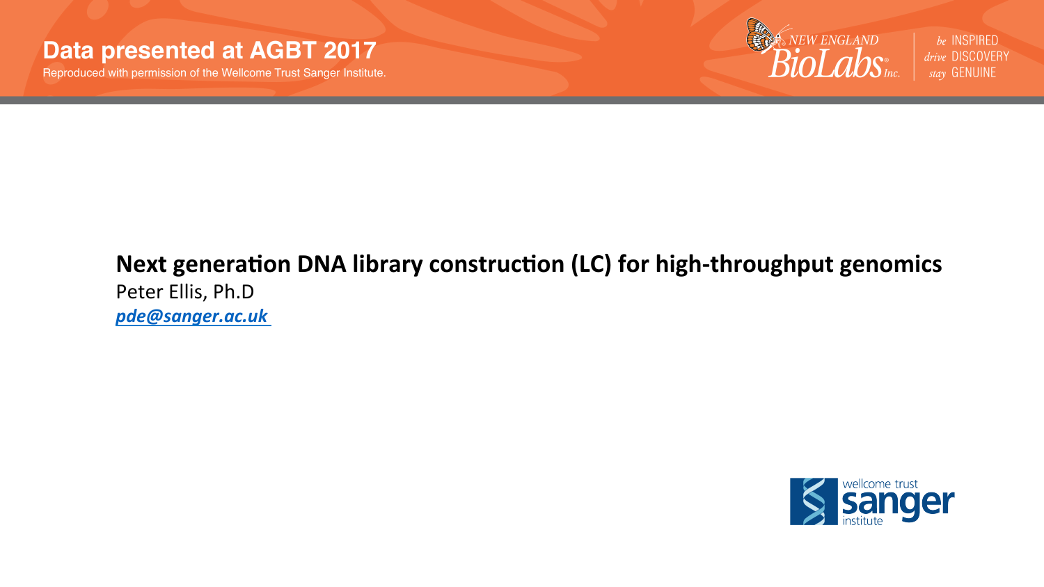**Data presented at AGBT 2017**

Reproduced with permission of the Wellcome Trust Sanger Institute.

NEW ENGLAND BioLabs Inc.

be INSPIRED drive DISCOVERY stay GENUINE

# Next generation DNA library construction (LC) for high-throughput genomics

Peter Ellis, Ph.D

*pde@sanger.ac.uk*

wellcome trust sanger institute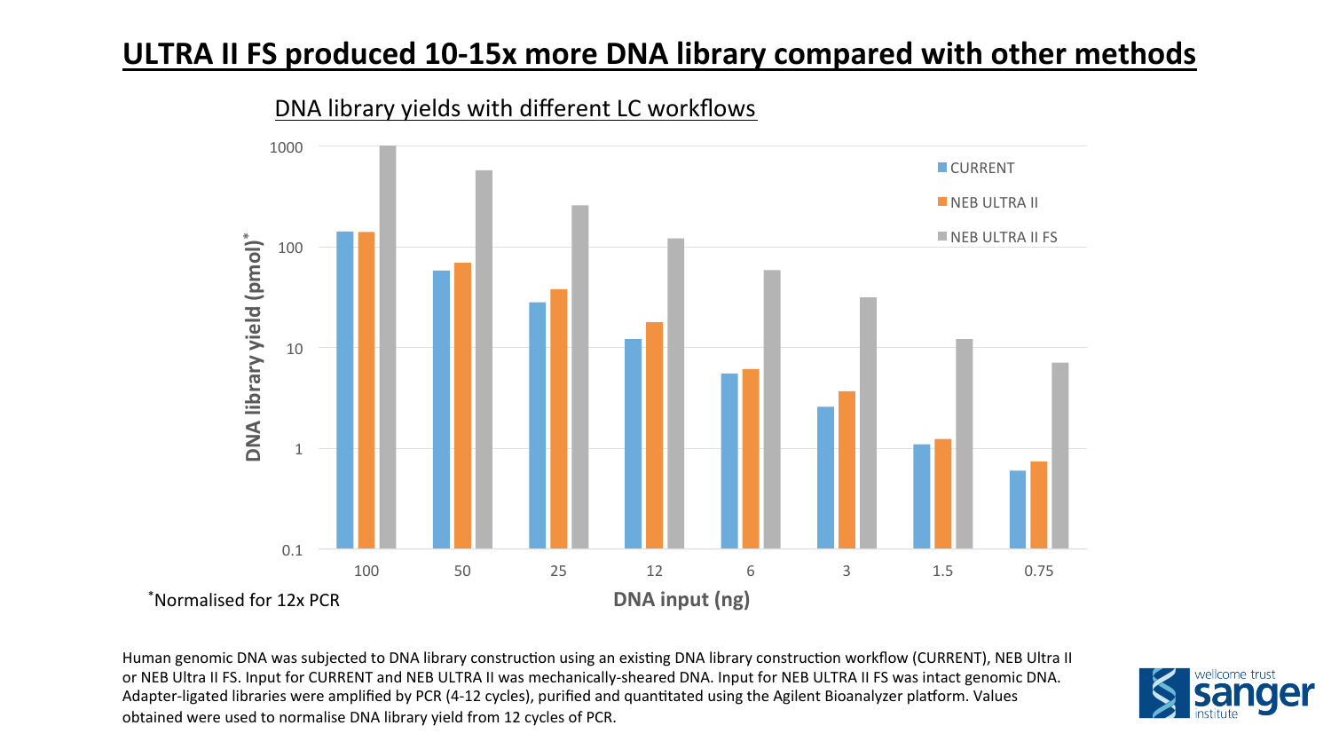# ULTRA II FS produced 10-15x more DNA library compared with other methods

## DNA library yields with different LC workflows

DNA library yield (pmol)*

| DNA input (ng) | 100 | 50 | 25 | 12 | 6 | 3 | 1.5 | 0.75 |
|---|---|---|---|---|---|---|---|---|
| CURRENT | | | | | | | | |
| NEB ULTRA II | | | | | | | | |
| NEB ULTRA II FS | | | | | | | | |

*Normalised for 12x PCR

Human genomic DNA was subjected to DNA library construction using an existing DNA library construction workflow (CURRENT), NEB Ultra II or NEB Ultra II FS. Input for CURRENT and NEB ULTRA II was mechanically-sheared DNA. Input for NEB ULTRA II FS was intact genomic DNA. Adapter-ligated libraries were amplified by PCR (4-12 cycles), purified and quantitated using the Agilent Bioanalyzer platform. Values obtained were used to normalise DNA library yield from 12 cycles of PCR.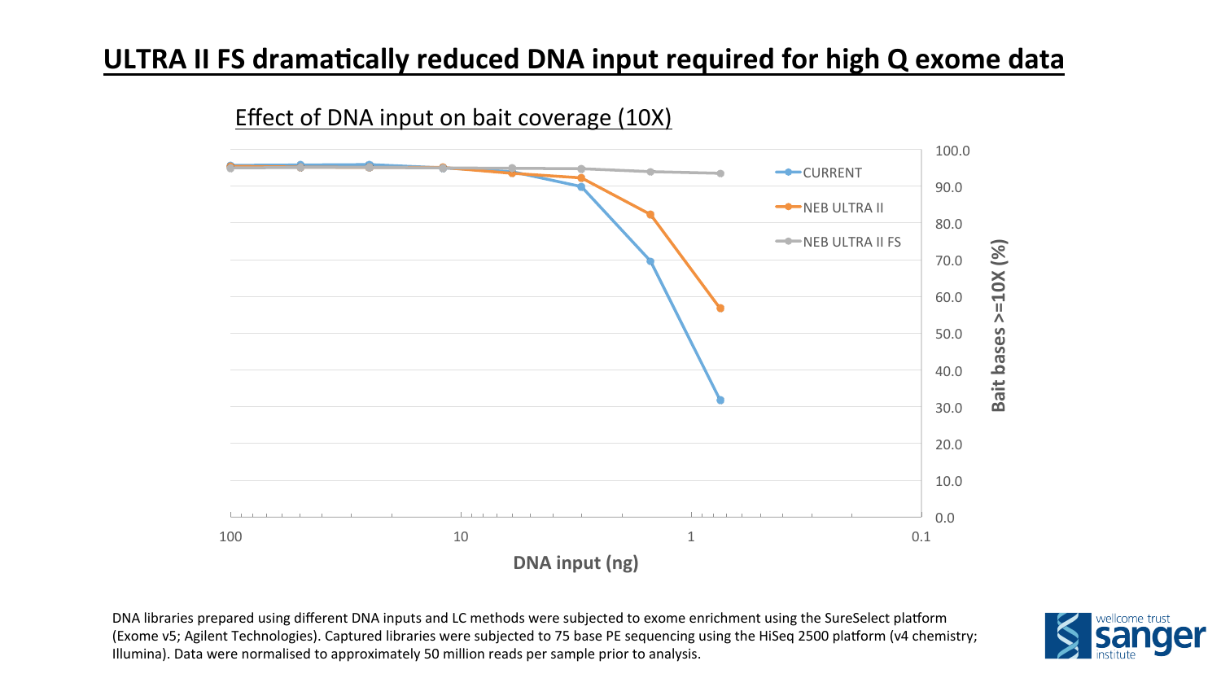# ULTRA II FS dramatically reduced DNA input required for high Q exome data

Effect of DNA input on bait coverage (10X)

DNA libraries prepared using different DNA inputs and LC methods were subjected to exome enrichment using the SureSelect platform (Exome v5; Agilent Technologies). Captured libraries were subjected to 75 base PE sequencing using the HiSeq 2500 platform (v4 chemistry; Illumina). Data were normalised to approximately 50 million reads per sample prior to analysis.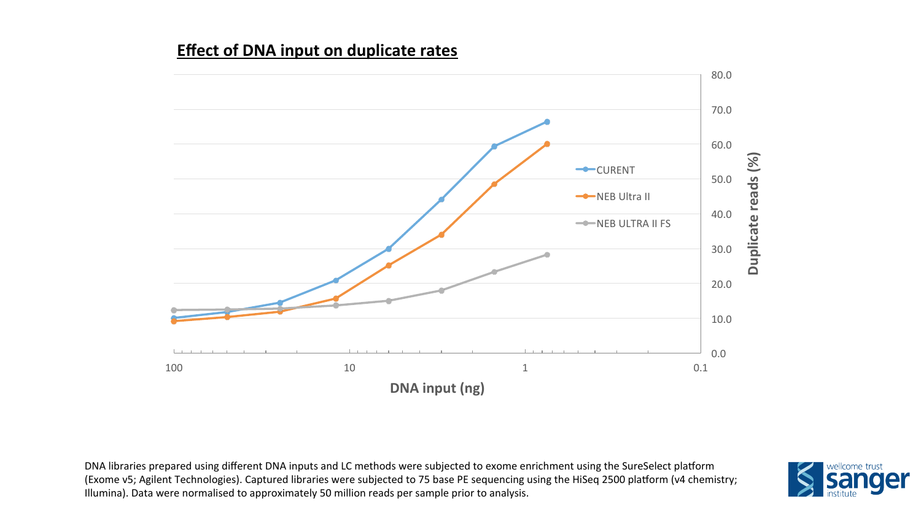## Effect of DNA input on duplicate rates

DNA libraries prepared using different DNA inputs and LC methods were subjected to exome enrichment using the SureSelect platform (Exome v5; Agilent Technologies). Captured libraries were subjected to 75 base PE sequencing using the HiSeq 2500 platform (v4 chemistry; Illumina). Data were normalised to approximately 50 million reads per sample prior to analysis.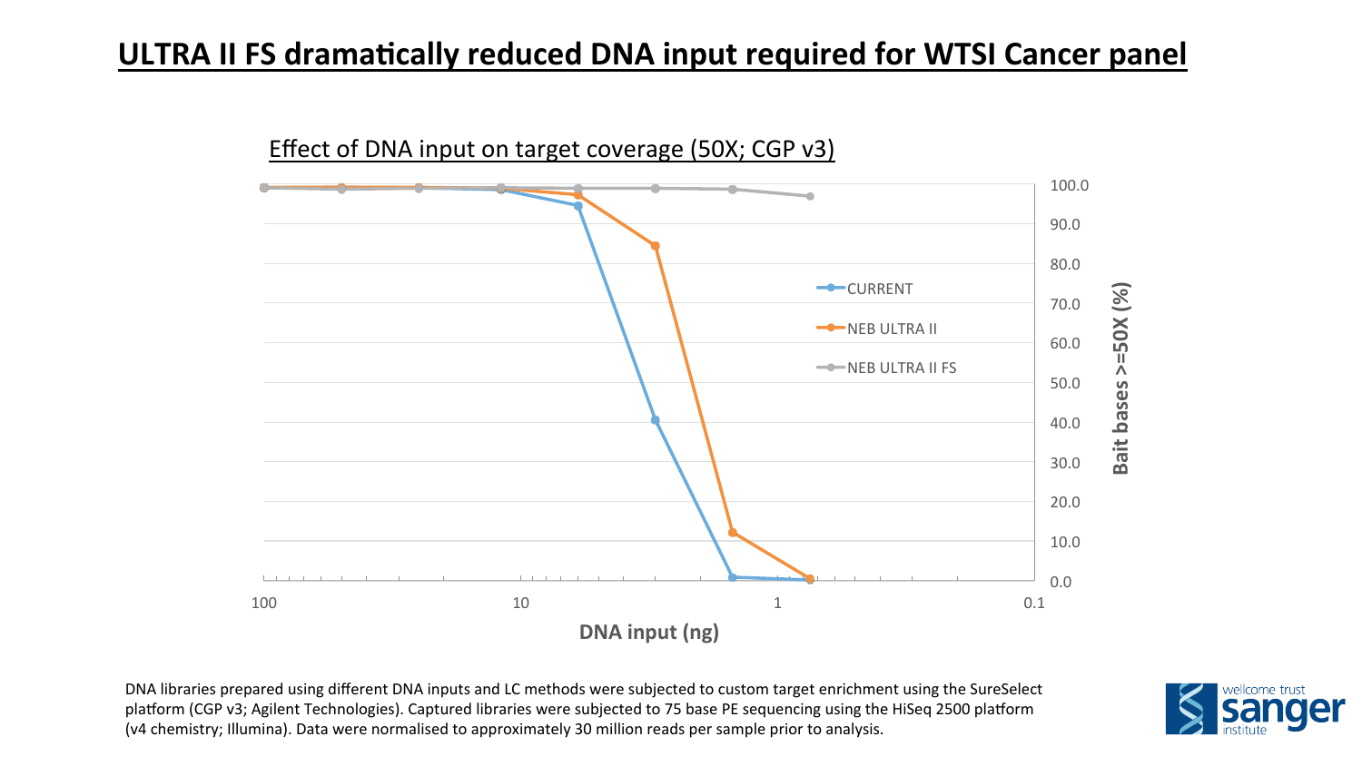# ULTRA II FS dramatically reduced DNA input required for WTSI Cancer panel

Effect of DNA input on target coverage (50X; CGP v3)

DNA libraries prepared using different DNA inputs and LC methods were subjected to custom target enrichment using the SureSelect platform (CGP v3; Agilent Technologies). Captured libraries were subjected to 75 base PE sequencing using the HiSeq 2500 platform (v4 chemistry; Illumina). Data were normalised to approximately 30 million reads per sample prior to analysis.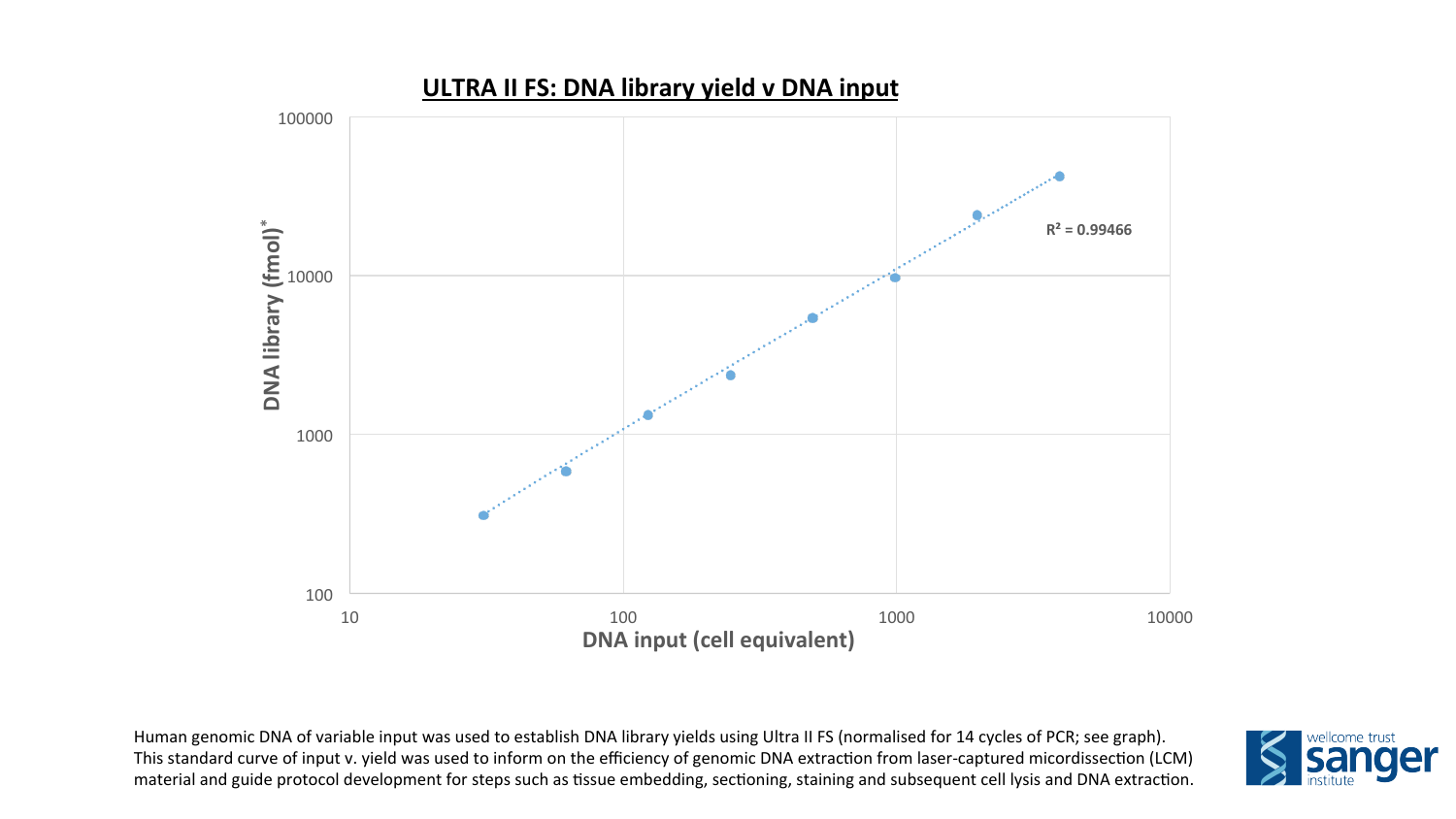## ULTRA II FS: DNA library yield v DNA input

$R^2 = 0.99466$

DNA library (fmol)*

DNA input (cell equivalent)

Human genomic DNA of variable input was used to establish DNA library yields using Ultra II FS (normalised for 14 cycles of PCR; see graph). This standard curve of input v. yield was used to inform on the efficiency of genomic DNA extraction from laser-captured micordissection (LCM) material and guide protocol development for steps such as tissue embedding, sectioning, staining and subsequent cell lysis and DNA extraction.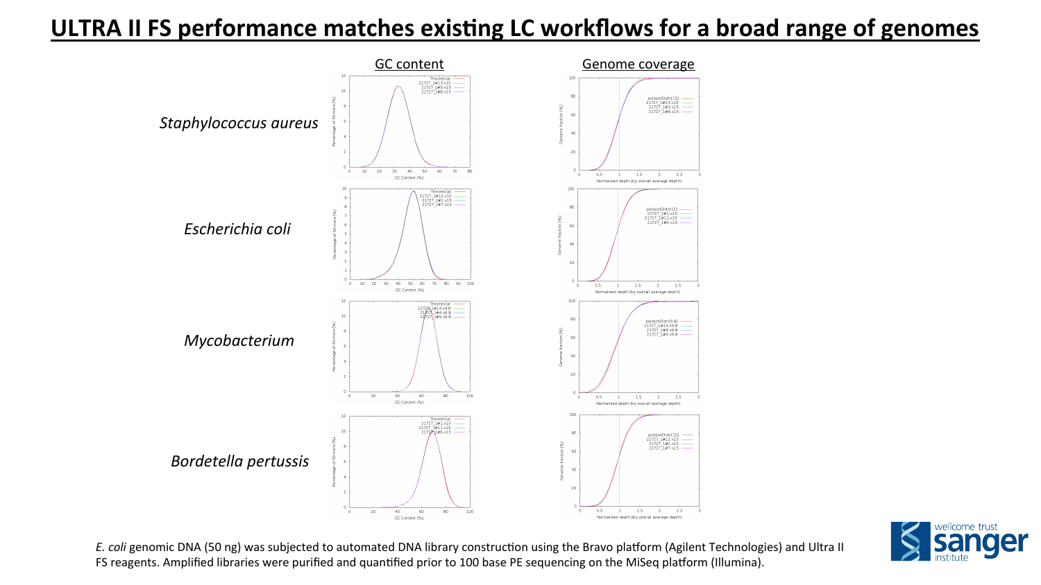# ULTRA II FS performance matches existing LC workflows for a broad range of genomes

GC content

Genome coverage

*Staphylococcus aureus*

Theoretical
21727_1#13.x15
21727_1#3.x15
21727_1#8.x15

Percentage of 50-mers (%)

GC Content (%)

0 10 20 30 40 50 60 70 80

poissonDistr(15)
21727_1#13.x15
21727_1#3.x15
21727_1#8.x15

Genome fraction (%)

Normalised depth (by overall average depth)

*Escherichia coli*

Theoretical
21727_1#12.x15
21727_1#2.x15
21727_1#7.x15

poissonDistr(15)
21727_1#1.x15
21727_1#11.x15
21727_1#6.x15

*Mycobacterium*

Theoretical
21727_1#14.x9.8
21727_1#4.x9.8
21727_1#9.x9.8

poissonDistr(9.8)
21727_1#14.x9.8
21727_1#4.x9.8
21727_1#9.x9.8

*Bordetella pertussis*

Theoretical
21727_1#1.x15
21727_1#11.x15
21727_1#6.x15

poissonDistr(15)
21727_1#12.x15
21727_1#2.x15
21727_1#7.x15

*E. coli* genomic DNA (50 ng) was subjected to automated DNA library construction using the Bravo platform (Agilent Technologies) and Ultra II FS reagents. Amplified libraries were purified and quantified prior to 100 base PE sequencing on the MiSeq platform (Illumina).

wellcome trust sanger institute